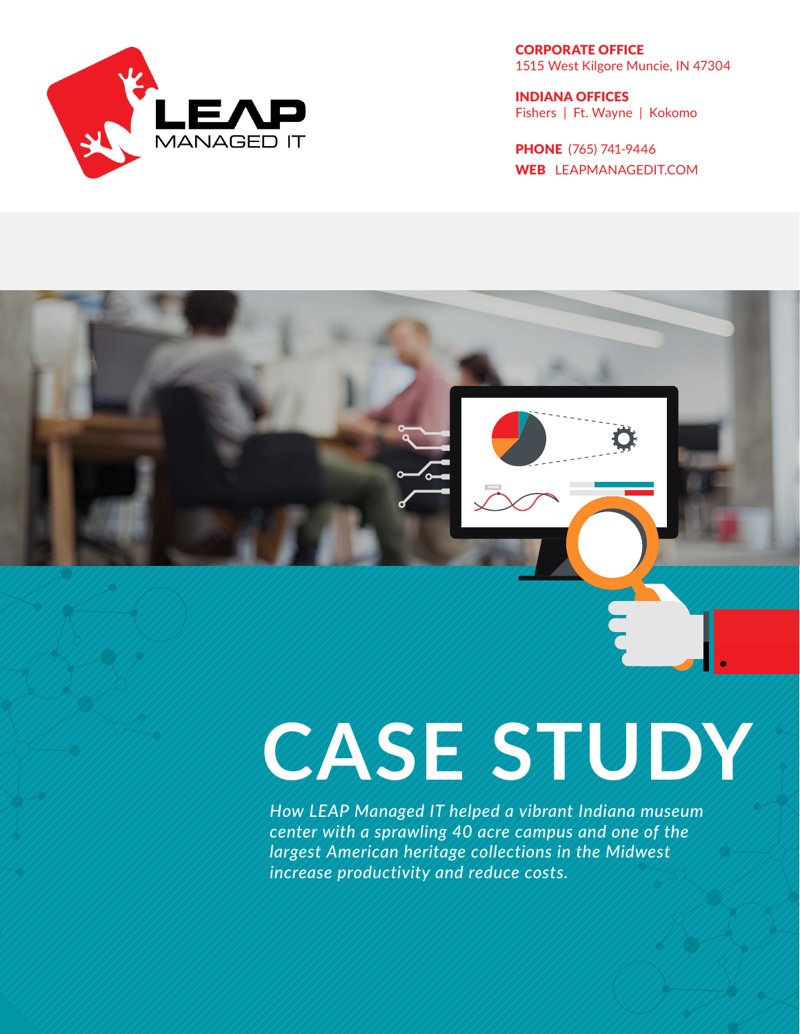LEAP MANAGED IT

**CORPORATE OFFICE**
1515 West Kilgore Muncie, IN 47304

**INDIANA OFFICES**
Fishers | Ft. Wayne | Kokomo

**PHONE** (765) 741-9446
**WEB** LEAPMANAGEDIT.COM

# CASE STUDY

*How LEAP Managed IT helped a vibrant Indiana museum center with a sprawling 40 acre campus and one of the largest American heritage collections in the Midwest increase productivity and reduce costs.*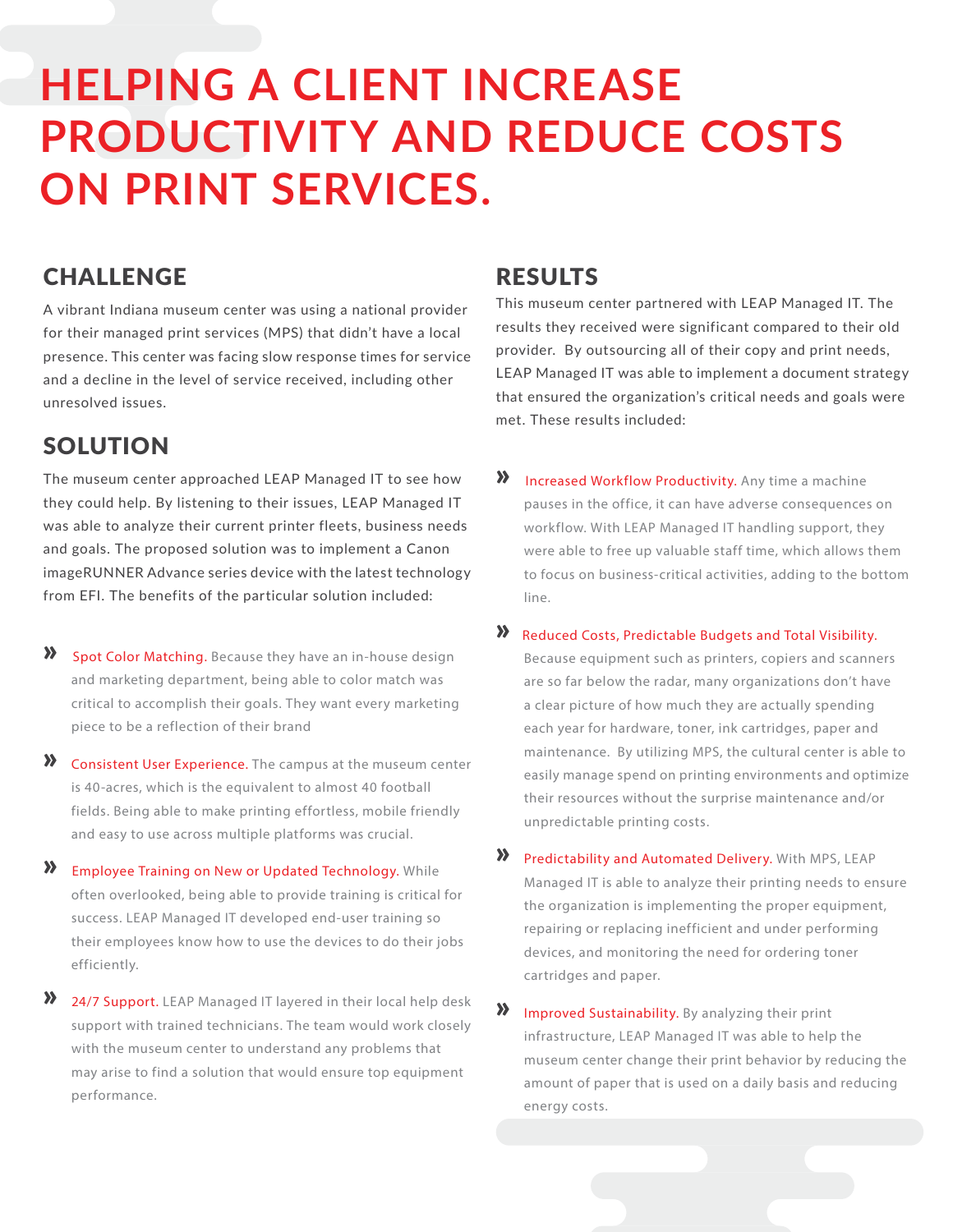# HELPING A CLIENT INCREASE PRODUCTIVITY AND REDUCE COSTS ON PRINT SERVICES.

## CHALLENGE

A vibrant Indiana museum center was using a national provider for their managed print services (MPS) that didn't have a local presence. This center was facing slow response times for service and a decline in the level of service received, including other unresolved issues.

## SOLUTION

The museum center approached LEAP Managed IT to see how they could help. By listening to their issues, LEAP Managed IT was able to analyze their current printer fleets, business needs and goals. The proposed solution was to implement a Canon imageRUNNER Advance series device with the latest technology from EFI. The benefits of the particular solution included:

- **Spot Color Matching.** Because they have an in-house design and marketing department, being able to color match was critical to accomplish their goals. They want every marketing piece to be a reflection of their brand
- **Consistent User Experience.** The campus at the museum center is 40-acres, which is the equivalent to almost 40 football fields. Being able to make printing effortless, mobile friendly and easy to use across multiple platforms was crucial.
- **Employee Training on New or Updated Technology.** While often overlooked, being able to provide training is critical for success. LEAP Managed IT developed end-user training so their employees know how to use the devices to do their jobs efficiently.
- **24/7 Support.** LEAP Managed IT layered in their local help desk support with trained technicians. The team would work closely with the museum center to understand any problems that may arise to find a solution that would ensure top equipment performance.

## RESULTS

This museum center partnered with LEAP Managed IT. The results they received were significant compared to their old provider. By outsourcing all of their copy and print needs, LEAP Managed IT was able to implement a document strategy that ensured the organization's critical needs and goals were met. These results included:

- **Increased Workflow Productivity.** Any time a machine pauses in the office, it can have adverse consequences on workflow. With LEAP Managed IT handling support, they were able to free up valuable staff time, which allows them to focus on business-critical activities, adding to the bottom line.
- **Reduced Costs, Predictable Budgets and Total Visibility.** Because equipment such as printers, copiers and scanners are so far below the radar, many organizations don't have a clear picture of how much they are actually spending each year for hardware, toner, ink cartridges, paper and maintenance. By utilizing MPS, the cultural center is able to easily manage spend on printing environments and optimize their resources without the surprise maintenance and/or unpredictable printing costs.
- **Predictability and Automated Delivery.** With MPS, LEAP Managed IT is able to analyze their printing needs to ensure the organization is implementing the proper equipment, repairing or replacing inefficient and under performing devices, and monitoring the need for ordering toner cartridges and paper.
- **Improved Sustainability.** By analyzing their print infrastructure, LEAP Managed IT was able to help the museum center change their print behavior by reducing the amount of paper that is used on a daily basis and reducing energy costs.